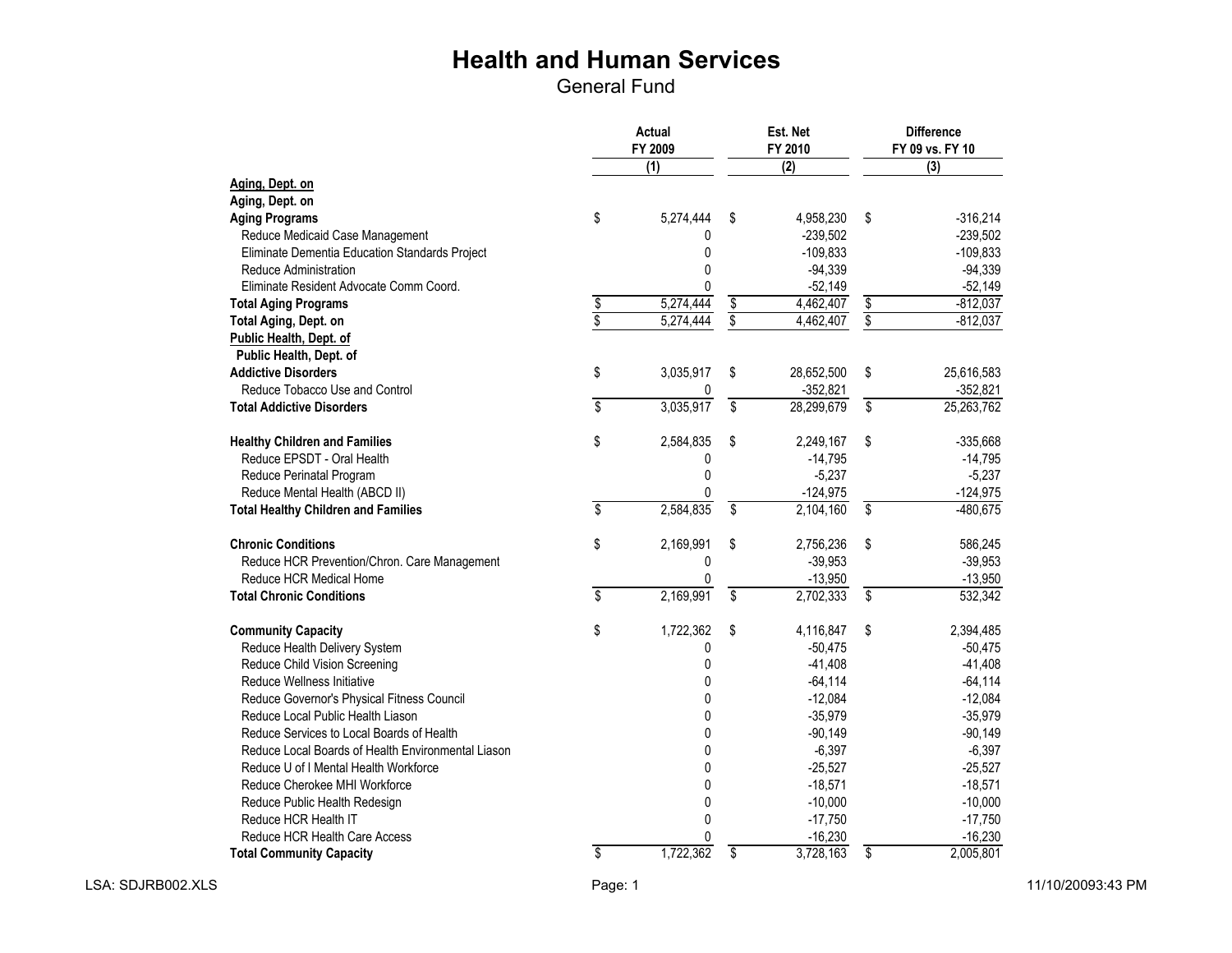# Health and Human Services

## General Fund

| | Actual FY 2009 | Est. Net FY 2010 | Difference FY 09 vs. FY 10 |
|---|---|---|---|
| | (1) | (2) | (3) |
| **Aging, Dept. on** | | | |
| **Aging, Dept. on** | | | |
| **Aging Programs** | $ 5,274,444 | $ 4,958,230 | $ -316,214 |
| Reduce Medicaid Case Management | 0 | -239,502 | -239,502 |
| Eliminate Dementia Education Standards Project | 0 | -109,833 | -109,833 |
| Reduce Administration | 0 | -94,339 | -94,339 |
| Eliminate Resident Advocate Comm Coord. | 0 | -52,149 | -52,149 |
| **Total Aging Programs** | $ 5,274,444 | $ 4,462,407 | $ -812,037 |
| **Total Aging, Dept. on** | $ 5,274,444 | $ 4,462,407 | $ -812,037 |
| **Public Health, Dept. of** | | | |
| **Public Health, Dept. of** | | | |
| **Addictive Disorders** | $ 3,035,917 | $ 28,652,500 | $ 25,616,583 |
| Reduce Tobacco Use and Control | 0 | -352,821 | -352,821 |
| **Total Addictive Disorders** | $ 3,035,917 | $ 28,299,679 | $ 25,263,762 |
| | | | |
| **Healthy Children and Families** | $ 2,584,835 | $ 2,249,167 | $ -335,668 |
| Reduce EPSDT - Oral Health | 0 | -14,795 | -14,795 |
| Reduce Perinatal Program | 0 | -5,237 | -5,237 |
| Reduce Mental Health (ABCD II) | 0 | -124,975 | -124,975 |
| **Total Healthy Children and Families** | $ 2,584,835 | $ 2,104,160 | $ -480,675 |
| | | | |
| **Chronic Conditions** | $ 2,169,991 | $ 2,756,236 | $ 586,245 |
| Reduce HCR Prevention/Chron. Care Management | 0 | -39,953 | -39,953 |
| Reduce HCR Medical Home | 0 | -13,950 | -13,950 |
| **Total Chronic Conditions** | $ 2,169,991 | $ 2,702,333 | $ 532,342 |
| | | | |
| **Community Capacity** | $ 1,722,362 | $ 4,116,847 | $ 2,394,485 |
| Reduce Health Delivery System | 0 | -50,475 | -50,475 |
| Reduce Child Vision Screening | 0 | -41,408 | -41,408 |
| Reduce Wellness Initiative | 0 | -64,114 | -64,114 |
| Reduce Governor's Physical Fitness Council | 0 | -12,084 | -12,084 |
| Reduce Local Public Health Liason | 0 | -35,979 | -35,979 |
| Reduce Services to Local Boards of Health | 0 | -90,149 | -90,149 |
| Reduce Local Boards of Health Environmental Liason | 0 | -6,397 | -6,397 |
| Reduce U of I Mental Health Workforce | 0 | -25,527 | -25,527 |
| Reduce Cherokee MHI Workforce | 0 | -18,571 | -18,571 |
| Reduce Public Health Redesign | 0 | -10,000 | -10,000 |
| Reduce HCR Health IT | 0 | -17,750 | -17,750 |
| Reduce HCR Health Care Access | 0 | -16,230 | -16,230 |
| **Total Community Capacity** | $ 1,722,362 | $ 3,728,163 | $ 2,005,801 |

LSA: SDJRB002.XLS 11/10/20093:43 PM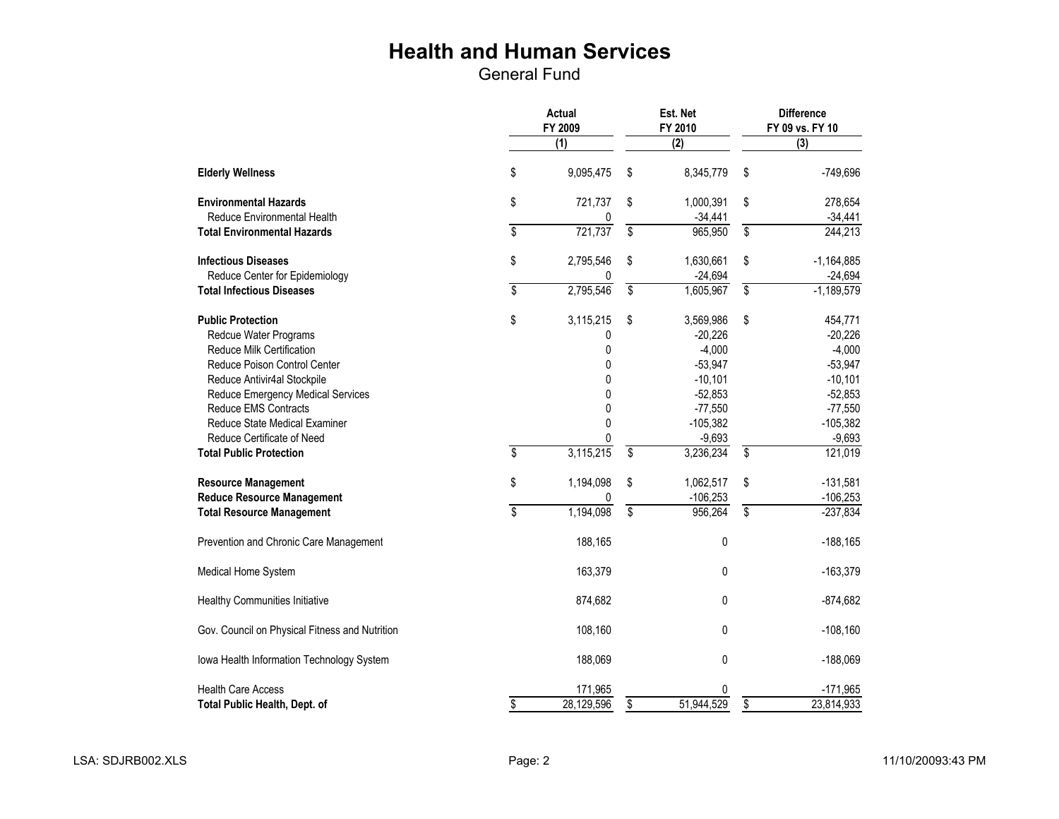# Health and Human Services

General Fund

| | Actual FY 2009 | Est. Net FY 2010 | Difference FY 09 vs. FY 10 |
|---|---|---|---|
| | (1) | (2) | (3) |
| **Elderly Wellness** | $ 9,095,475 | $ 8,345,779 | $ -749,696 |
| **Environmental Hazards** | $ 721,737 | $ 1,000,391 | $ 278,654 |
| Reduce Environmental Health | 0 | -34,441 | -34,441 |
| **Total Environmental Hazards** | $ 721,737 | $ 965,950 | $ 244,213 |
| **Infectious Diseases** | $ 2,795,546 | $ 1,630,661 | $ -1,164,885 |
| Reduce Center for Epidemiology | 0 | -24,694 | -24,694 |
| **Total Infectious Diseases** | $ 2,795,546 | $ 1,605,967 | $ -1,189,579 |
| **Public Protection** | $ 3,115,215 | $ 3,569,986 | $ 454,771 |
| Redcue Water Programs | 0 | -20,226 | -20,226 |
| Reduce Milk Certification | 0 | -4,000 | -4,000 |
| Reduce Poison Control Center | 0 | -53,947 | -53,947 |
| Reduce Antivir4al Stockpile | 0 | -10,101 | -10,101 |
| Reduce Emergency Medical Services | 0 | -52,853 | -52,853 |
| Reduce EMS Contracts | 0 | -77,550 | -77,550 |
| Reduce State Medical Examiner | 0 | -105,382 | -105,382 |
| Reduce Certificate of Need | 0 | -9,693 | -9,693 |
| **Total Public Protection** | $ 3,115,215 | $ 3,236,234 | $ 121,019 |
| **Resource Management** | $ 1,194,098 | $ 1,062,517 | $ -131,581 |
| **Reduce Resource Management** | 0 | -106,253 | -106,253 |
| **Total Resource Management** | $ 1,194,098 | $ 956,264 | $ -237,834 |
| Prevention and Chronic Care Management | 188,165 | 0 | -188,165 |
| Medical Home System | 163,379 | 0 | -163,379 |
| Healthy Communities Initiative | 874,682 | 0 | -874,682 |
| Gov. Council on Physical Fitness and Nutrition | 108,160 | 0 | -108,160 |
| Iowa Health Information Technology System | 188,069 | 0 | -188,069 |
| Health Care Access | 171,965 | 0 | -171,965 |
| **Total Public Health, Dept. of** | $ 28,129,596 | $ 51,944,529 | $ 23,814,933 |

LSA: SDJRB002.XLS 11/10/20093:43 PM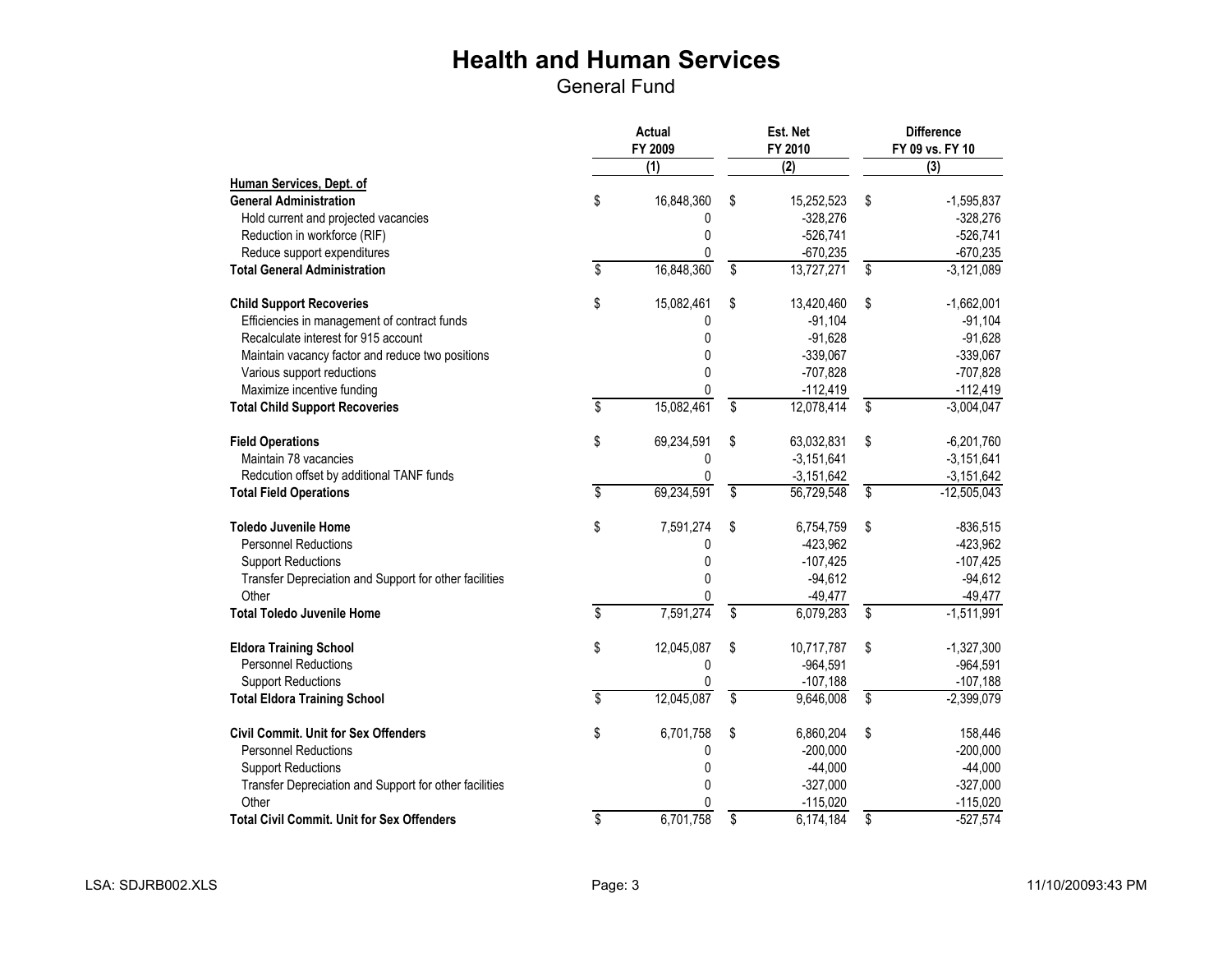# Health and Human Services

General Fund

| | Actual FY 2009 (1) | Est. Net FY 2010 (2) | Difference FY 09 vs. FY 10 (3) |
|---|---|---|---|
| **Human Services, Dept. of** | | | |
| **General Administration** | $ 16,848,360 | $ 15,252,523 | $ -1,595,837 |
| Hold current and projected vacancies | 0 | -328,276 | -328,276 |
| Reduction in workforce (RIF) | 0 | -526,741 | -526,741 |
| Reduce support expenditures | 0 | -670,235 | -670,235 |
| **Total General Administration** | $ 16,848,360 | $ 13,727,271 | $ -3,121,089 |
| | | | |
| **Child Support Recoveries** | $ 15,082,461 | $ 13,420,460 | $ -1,662,001 |
| Efficiencies in management of contract funds | 0 | -91,104 | -91,104 |
| Recalculate interest for 915 account | 0 | -91,628 | -91,628 |
| Maintain vacancy factor and reduce two positions | 0 | -339,067 | -339,067 |
| Various support reductions | 0 | -707,828 | -707,828 |
| Maximize incentive funding | 0 | -112,419 | -112,419 |
| **Total Child Support Recoveries** | $ 15,082,461 | $ 12,078,414 | $ -3,004,047 |
| | | | |
| **Field Operations** | $ 69,234,591 | $ 63,032,831 | $ -6,201,760 |
| Maintain 78 vacancies | 0 | -3,151,641 | -3,151,641 |
| Redcution offset by additional TANF funds | 0 | -3,151,642 | -3,151,642 |
| **Total Field Operations** | $ 69,234,591 | $ 56,729,548 | $ -12,505,043 |
| | | | |
| **Toledo Juvenile Home** | $ 7,591,274 | $ 6,754,759 | $ -836,515 |
| Personnel Reductions | 0 | -423,962 | -423,962 |
| Support Reductions | 0 | -107,425 | -107,425 |
| Transfer Depreciation and Support for other facilities | 0 | -94,612 | -94,612 |
| Other | 0 | -49,477 | -49,477 |
| **Total Toledo Juvenile Home** | $ 7,591,274 | $ 6,079,283 | $ -1,511,991 |
| | | | |
| **Eldora Training School** | $ 12,045,087 | $ 10,717,787 | $ -1,327,300 |
| Personnel Reductions | 0 | -964,591 | -964,591 |
| Support Reductions | 0 | -107,188 | -107,188 |
| **Total Eldora Training School** | $ 12,045,087 | $ 9,646,008 | $ -2,399,079 |
| | | | |
| **Civil Commit. Unit for Sex Offenders** | $ 6,701,758 | $ 6,860,204 | $ 158,446 |
| Personnel Reductions | 0 | -200,000 | -200,000 |
| Support Reductions | 0 | -44,000 | -44,000 |
| Transfer Depreciation and Support for other facilities | 0 | -327,000 | -327,000 |
| Other | 0 | -115,020 | -115,020 |
| **Total Civil Commit. Unit for Sex Offenders** | $ 6,701,758 | $ 6,174,184 | $ -527,574 |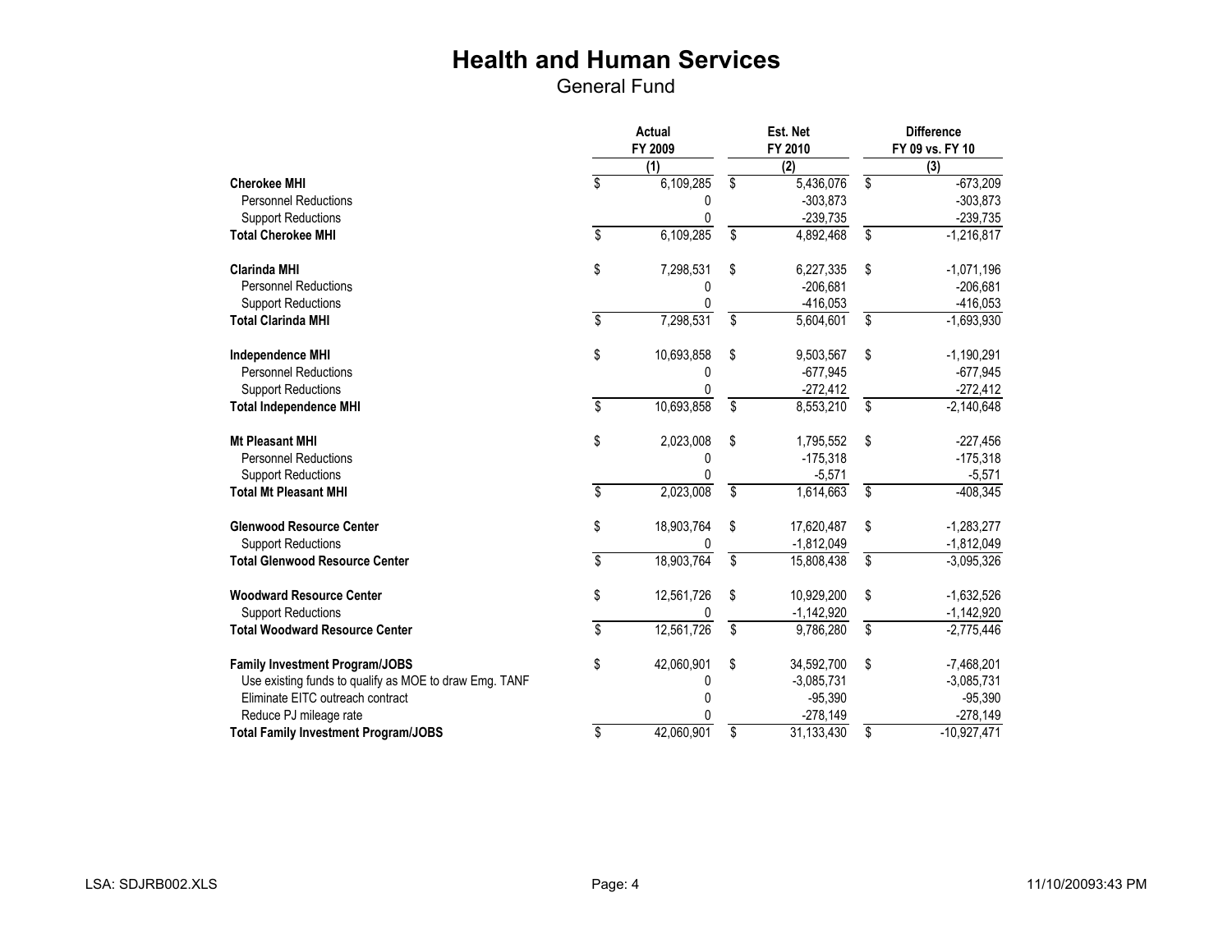# Health and Human Services

General Fund

| | Actual FY 2009 (1) | Est. Net FY 2010 (2) | Difference FY 09 vs. FY 10 (3) |
|---|---|---|---|
| **Cherokee MHI** | $ 6,109,285 | $ 5,436,076 | $ -673,209 |
| Personnel Reductions | 0 | -303,873 | -303,873 |
| Support Reductions | 0 | -239,735 | -239,735 |
| **Total Cherokee MHI** | $ 6,109,285 | $ 4,892,468 | $ -1,216,817 |
| | | | |
| **Clarinda MHI** | $ 7,298,531 | $ 6,227,335 | $ -1,071,196 |
| Personnel Reductions | 0 | -206,681 | -206,681 |
| Support Reductions | 0 | -416,053 | -416,053 |
| **Total Clarinda MHI** | $ 7,298,531 | $ 5,604,601 | $ -1,693,930 |
| | | | |
| **Independence MHI** | $ 10,693,858 | $ 9,503,567 | $ -1,190,291 |
| Personnel Reductions | 0 | -677,945 | -677,945 |
| Support Reductions | 0 | -272,412 | -272,412 |
| **Total Independence MHI** | $ 10,693,858 | $ 8,553,210 | $ -2,140,648 |
| | | | |
| **Mt Pleasant MHI** | $ 2,023,008 | $ 1,795,552 | $ -227,456 |
| Personnel Reductions | 0 | -175,318 | -175,318 |
| Support Reductions | 0 | -5,571 | -5,571 |
| **Total Mt Pleasant MHI** | $ 2,023,008 | $ 1,614,663 | $ -408,345 |
| | | | |
| **Glenwood Resource Center** | $ 18,903,764 | $ 17,620,487 | $ -1,283,277 |
| Support Reductions | 0 | -1,812,049 | -1,812,049 |
| **Total Glenwood Resource Center** | $ 18,903,764 | $ 15,808,438 | $ -3,095,326 |
| | | | |
| **Woodward Resource Center** | $ 12,561,726 | $ 10,929,200 | $ -1,632,526 |
| Support Reductions | 0 | -1,142,920 | -1,142,920 |
| **Total Woodward Resource Center** | $ 12,561,726 | $ 9,786,280 | $ -2,775,446 |
| | | | |
| **Family Investment Program/JOBS** | $ 42,060,901 | $ 34,592,700 | $ -7,468,201 |
| Use existing funds to qualify as MOE to draw Emg. TANF | 0 | -3,085,731 | -3,085,731 |
| Eliminate EITC outreach contract | 0 | -95,390 | -95,390 |
| Reduce PJ mileage rate | 0 | -278,149 | -278,149 |
| **Total Family Investment Program/JOBS** | $ 42,060,901 | $ 31,133,430 | $ -10,927,471 |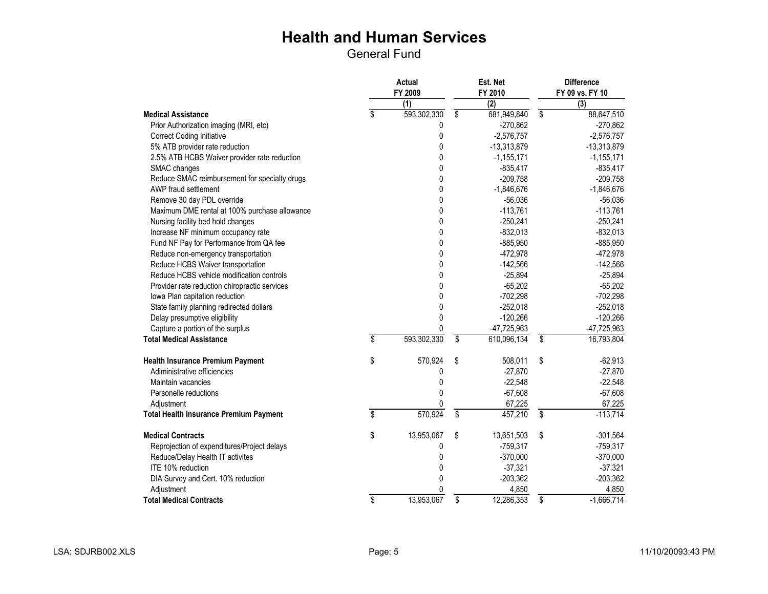# Health and Human Services

General Fund

| | Actual FY 2009 | Est. Net FY 2010 | Difference FY 09 vs. FY 10 |
|---|---|---|---|
| | (1) | (2) | (3) |
| **Medical Assistance** | $ 593,302,330 | $ 681,949,840 | $ 88,647,510 |
| Prior Authorization imaging (MRI, etc) | 0 | -270,862 | -270,862 |
| Correct Coding Initiative | 0 | -2,576,757 | -2,576,757 |
| 5% ATB provider rate reduction | 0 | -13,313,879 | -13,313,879 |
| 2.5% ATB HCBS Waiver provider rate reduction | 0 | -1,155,171 | -1,155,171 |
| SMAC changes | 0 | -835,417 | -835,417 |
| Reduce SMAC reimbursement for specialty drugs | 0 | -209,758 | -209,758 |
| AWP fraud settlement | 0 | -1,846,676 | -1,846,676 |
| Remove 30 day PDL override | 0 | -56,036 | -56,036 |
| Maximum DME rental at 100% purchase allowance | 0 | -113,761 | -113,761 |
| Nursing facility bed hold changes | 0 | -250,241 | -250,241 |
| Increase NF minimum occupancy rate | 0 | -832,013 | -832,013 |
| Fund NF Pay for Performance from QA fee | 0 | -885,950 | -885,950 |
| Reduce non-emergency transportation | 0 | -472,978 | -472,978 |
| Reduce HCBS Waiver transportation | 0 | -142,566 | -142,566 |
| Reduce HCBS vehicle modification controls | 0 | -25,894 | -25,894 |
| Provider rate reduction chiropractic services | 0 | -65,202 | -65,202 |
| Iowa Plan capitation reduction | 0 | -702,298 | -702,298 |
| State family planning redirected dollars | 0 | -252,018 | -252,018 |
| Delay presumptive eligibility | 0 | -120,266 | -120,266 |
| Capture a portion of the surplus | 0 | -47,725,963 | -47,725,963 |
| **Total Medical Assistance** | $ 593,302,330 | $ 610,096,134 | $ 16,793,804 |
| | | | |
| **Health Insurance Premium Payment** | $ 570,924 | $ 508,011 | $ -62,913 |
| Adiministrative efficiencies | 0 | -27,870 | -27,870 |
| Maintain vacancies | 0 | -22,548 | -22,548 |
| Personelle reductions | 0 | -67,608 | -67,608 |
| Adjustment | 0 | 67,225 | 67,225 |
| **Total Health Insurance Premium Payment** | $ 570,924 | $ 457,210 | $ -113,714 |
| | | | |
| **Medical Contracts** | $ 13,953,067 | $ 13,651,503 | $ -301,564 |
| Reprojection of expenditures/Project delays | 0 | -759,317 | -759,317 |
| Reduce/Delay Health IT activites | 0 | -370,000 | -370,000 |
| ITE 10% reduction | 0 | -37,321 | -37,321 |
| DIA Survey and Cert. 10% reduction | 0 | -203,362 | -203,362 |
| Adjustment | 0 | 4,850 | 4,850 |
| **Total Medical Contracts** | $ 13,953,067 | $ 12,286,353 | $ -1,666,714 |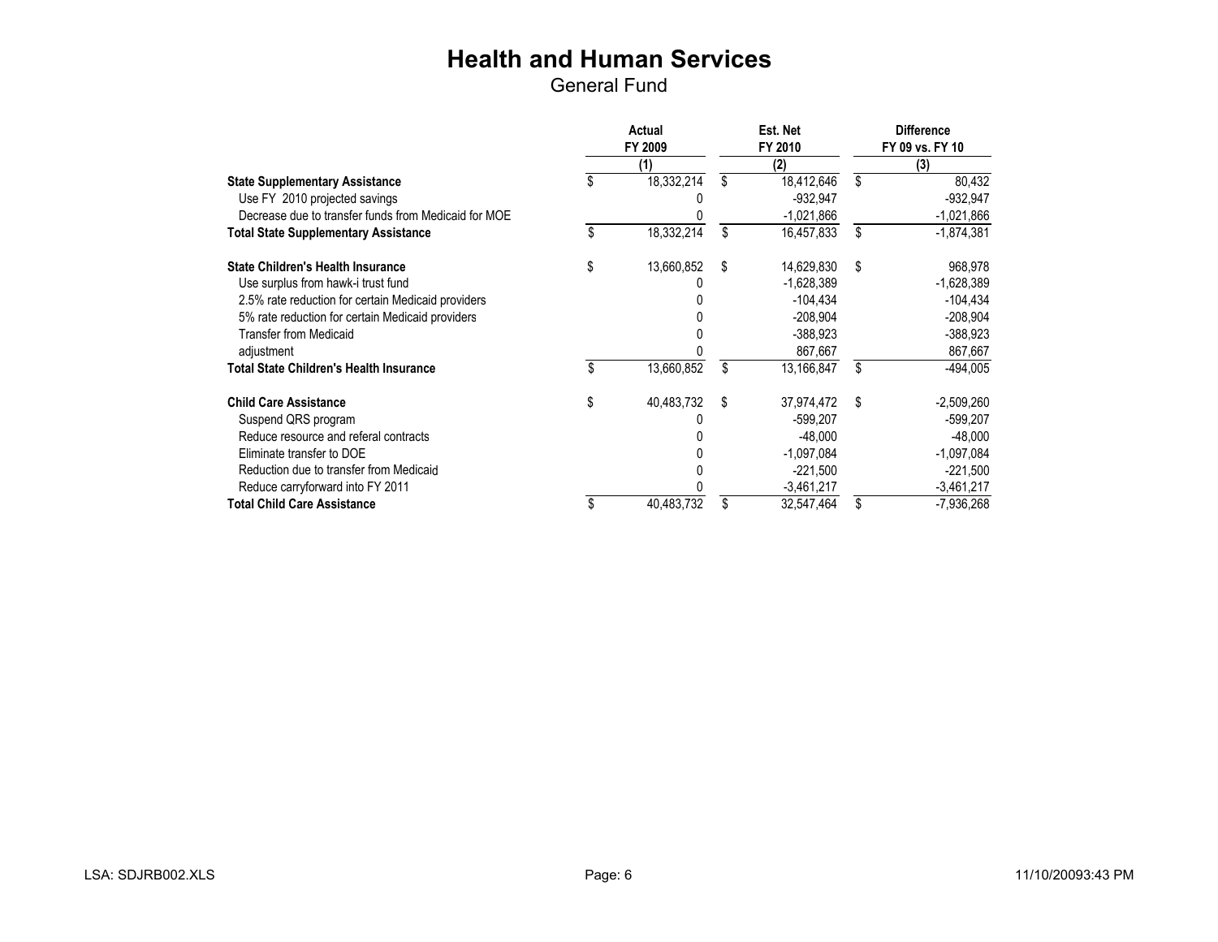# Health and Human Services

## General Fund

| | Actual FY 2009 (1) | Est. Net FY 2010 (2) | Difference FY 09 vs. FY 10 (3) |
|---|---|---|---|
| **State Supplementary Assistance** | $ 18,332,214 | $ 18,412,646 | $ 80,432 |
| Use FY 2010 projected savings | 0 | -932,947 | -932,947 |
| Decrease due to transfer funds from Medicaid for MOE | 0 | -1,021,866 | -1,021,866 |
| **Total State Supplementary Assistance** | $ 18,332,214 | $ 16,457,833 | $ -1,874,381 |
| | | | |
| **State Children's Health Insurance** | $ 13,660,852 | $ 14,629,830 | $ 968,978 |
| Use surplus from hawk-i trust fund | 0 | -1,628,389 | -1,628,389 |
| 2.5% rate reduction for certain Medicaid providers | 0 | -104,434 | -104,434 |
| 5% rate reduction for certain Medicaid providers | 0 | -208,904 | -208,904 |
| Transfer from Medicaid | 0 | -388,923 | -388,923 |
| adjustment | 0 | 867,667 | 867,667 |
| **Total State Children's Health Insurance** | $ 13,660,852 | $ 13,166,847 | $ -494,005 |
| | | | |
| **Child Care Assistance** | $ 40,483,732 | $ 37,974,472 | $ -2,509,260 |
| Suspend QRS program | 0 | -599,207 | -599,207 |
| Reduce resource and referal contracts | 0 | -48,000 | -48,000 |
| Eliminate transfer to DOE | 0 | -1,097,084 | -1,097,084 |
| Reduction due to transfer from Medicaid | 0 | -221,500 | -221,500 |
| Reduce carryforward into FY 2011 | 0 | -3,461,217 | -3,461,217 |
| **Total Child Care Assistance** | $ 40,483,732 | $ 32,547,464 | $ -7,936,268 |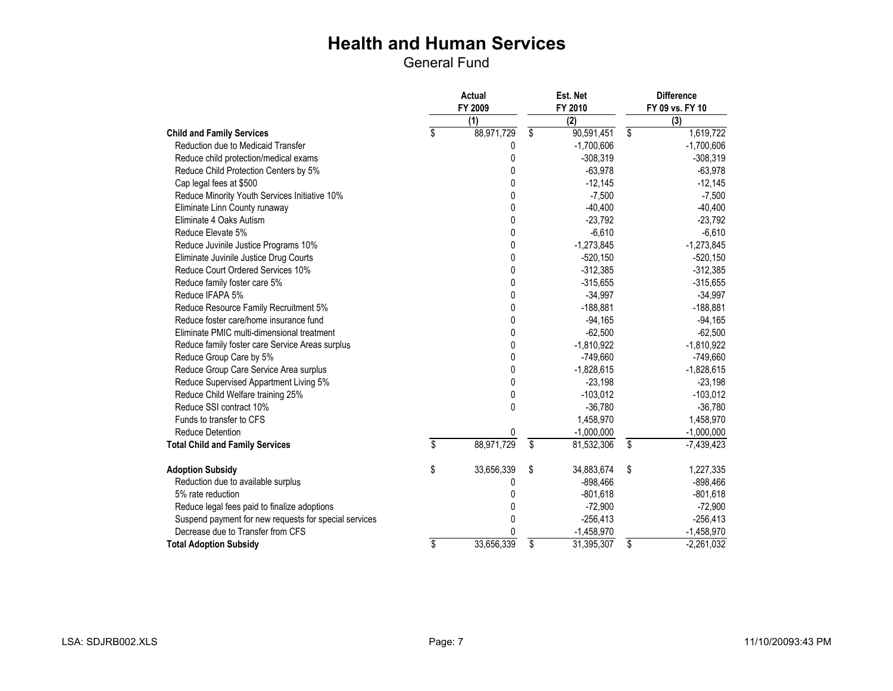# Health and Human Services

## General Fund

| | Actual FY 2009 | Est. Net FY 2010 | Difference FY 09 vs. FY 10 |
|---|---|---|---|
| | (1) | (2) | (3) |
| **Child and Family Services** | $ 88,971,729 | $ 90,591,451 | $ 1,619,722 |
| Reduction due to Medicaid Transfer | 0 | -1,700,606 | -1,700,606 |
| Reduce child protection/medical exams | 0 | -308,319 | -308,319 |
| Reduce Child Protection Centers by 5% | 0 | -63,978 | -63,978 |
| Cap legal fees at $500 | 0 | -12,145 | -12,145 |
| Reduce Minority Youth Services Initiative 10% | 0 | -7,500 | -7,500 |
| Eliminate Linn County runaway | 0 | -40,400 | -40,400 |
| Eliminate 4 Oaks Autism | 0 | -23,792 | -23,792 |
| Reduce Elevate 5% | 0 | -6,610 | -6,610 |
| Reduce Juvinile Justice Programs 10% | 0 | -1,273,845 | -1,273,845 |
| Eliminate Juvinile Justice Drug Courts | 0 | -520,150 | -520,150 |
| Reduce Court Ordered Services 10% | 0 | -312,385 | -312,385 |
| Reduce family foster care 5% | 0 | -315,655 | -315,655 |
| Reduce IFAPA 5% | 0 | -34,997 | -34,997 |
| Reduce Resource Family Recruitment 5% | 0 | -188,881 | -188,881 |
| Reduce foster care/home insurance fund | 0 | -94,165 | -94,165 |
| Eliminate PMIC multi-dimensional treatment | 0 | -62,500 | -62,500 |
| Reduce family foster care Service Areas surplus | 0 | -1,810,922 | -1,810,922 |
| Reduce Group Care by 5% | 0 | -749,660 | -749,660 |
| Reduce Group Care Service Area surplus | 0 | -1,828,615 | -1,828,615 |
| Reduce Supervised Appartment Living 5% | 0 | -23,198 | -23,198 |
| Reduce Child Welfare training 25% | 0 | -103,012 | -103,012 |
| Reduce SSI contract 10% | 0 | -36,780 | -36,780 |
| Funds to transfer to CFS | | 1,458,970 | 1,458,970 |
| Reduce Detention | 0 | -1,000,000 | -1,000,000 |
| **Total Child and Family Services** | $ 88,971,729 | $ 81,532,306 | $ -7,439,423 |
| | | | |
| **Adoption Subsidy** | $ 33,656,339 | $ 34,883,674 | $ 1,227,335 |
| Reduction due to available surplus | 0 | -898,466 | -898,466 |
| 5% rate reduction | 0 | -801,618 | -801,618 |
| Reduce legal fees paid to finalize adoptions | 0 | -72,900 | -72,900 |
| Suspend payment for new requests for special services | 0 | -256,413 | -256,413 |
| Decrease due to Transfer from CFS | 0 | -1,458,970 | -1,458,970 |
| **Total Adoption Subsidy** | $ 33,656,339 | $ 31,395,307 | $ -2,261,032 |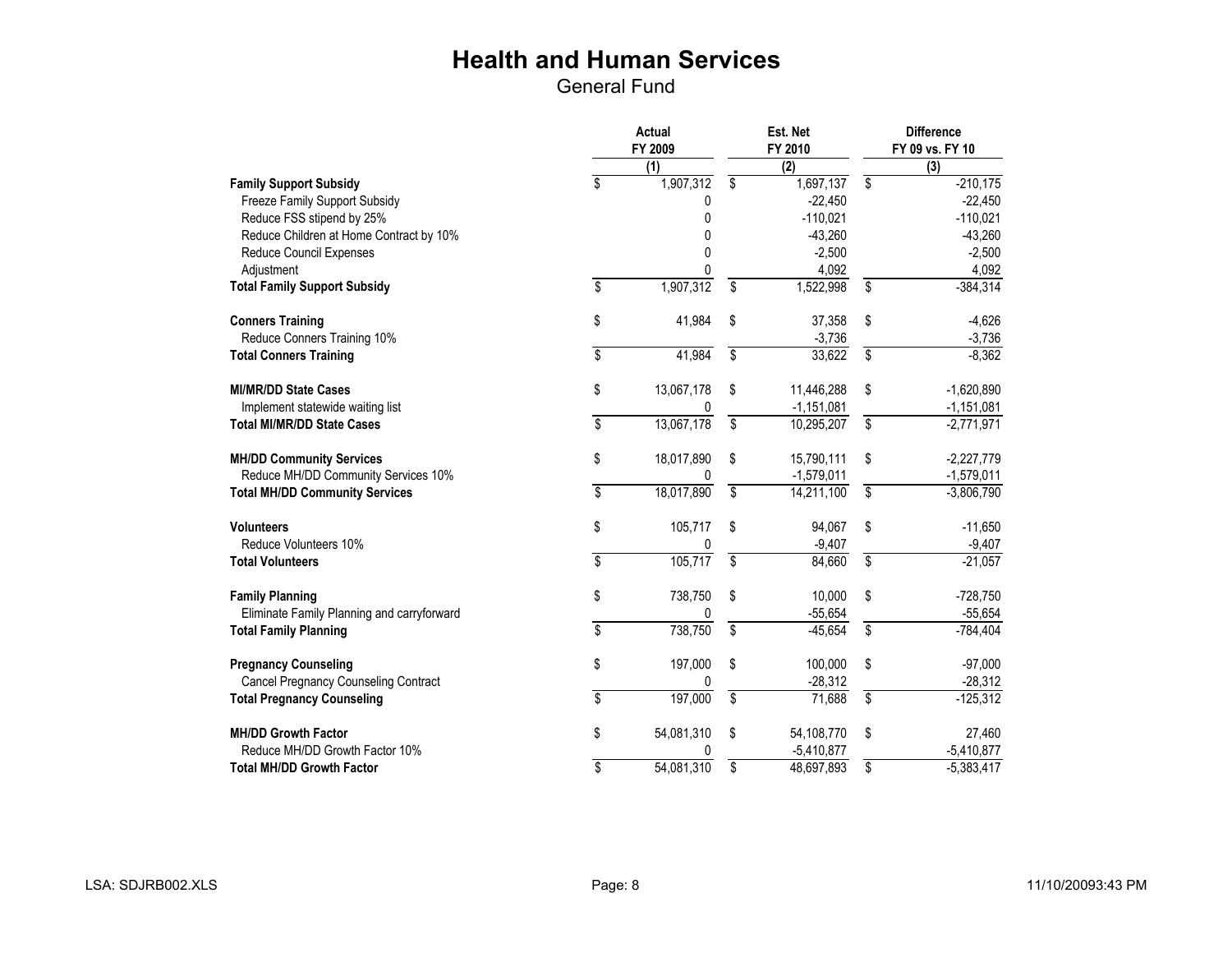# Health and Human Services

## General Fund

| | Actual FY 2009 | Est. Net FY 2010 | Difference FY 09 vs. FY 10 |
|---|---|---|---|
| | (1) | (2) | (3) |
| **Family Support Subsidy** | $ 1,907,312 | $ 1,697,137 | $ -210,175 |
| Freeze Family Support Subsidy | 0 | -22,450 | -22,450 |
| Reduce FSS stipend by 25% | 0 | -110,021 | -110,021 |
| Reduce Children at Home Contract by 10% | 0 | -43,260 | -43,260 |
| Reduce Council Expenses | 0 | -2,500 | -2,500 |
| Adjustment | 0 | 4,092 | 4,092 |
| **Total Family Support Subsidy** | $ 1,907,312 | $ 1,522,998 | $ -384,314 |
| | | | |
| **Conners Training** | $ 41,984 | $ 37,358 | $ -4,626 |
| Reduce Conners Training 10% | | -3,736 | -3,736 |
| **Total Conners Training** | $ 41,984 | $ 33,622 | $ -8,362 |
| | | | |
| **MI/MR/DD State Cases** | $ 13,067,178 | $ 11,446,288 | $ -1,620,890 |
| Implement statewide waiting list | 0 | -1,151,081 | -1,151,081 |
| **Total MI/MR/DD State Cases** | $ 13,067,178 | $ 10,295,207 | $ -2,771,971 |
| | | | |
| **MH/DD Community Services** | $ 18,017,890 | $ 15,790,111 | $ -2,227,779 |
| Reduce MH/DD Community Services 10% | 0 | -1,579,011 | -1,579,011 |
| **Total MH/DD Community Services** | $ 18,017,890 | $ 14,211,100 | $ -3,806,790 |
| | | | |
| **Volunteers** | $ 105,717 | $ 94,067 | $ -11,650 |
| Reduce Volunteers 10% | 0 | -9,407 | -9,407 |
| **Total Volunteers** | $ 105,717 | $ 84,660 | $ -21,057 |
| | | | |
| **Family Planning** | $ 738,750 | $ 10,000 | $ -728,750 |
| Eliminate Family Planning and carryforward | 0 | -55,654 | -55,654 |
| **Total Family Planning** | $ 738,750 | $ -45,654 | $ -784,404 |
| | | | |
| **Pregnancy Counseling** | $ 197,000 | $ 100,000 | $ -97,000 |
| Cancel Pregnancy Counseling Contract | 0 | -28,312 | -28,312 |
| **Total Pregnancy Counseling** | $ 197,000 | $ 71,688 | $ -125,312 |
| | | | |
| **MH/DD Growth Factor** | $ 54,081,310 | $ 54,108,770 | $ 27,460 |
| Reduce MH/DD Growth Factor 10% | 0 | -5,410,877 | -5,410,877 |
| **Total MH/DD Growth Factor** | $ 54,081,310 | $ 48,697,893 | $ -5,383,417 |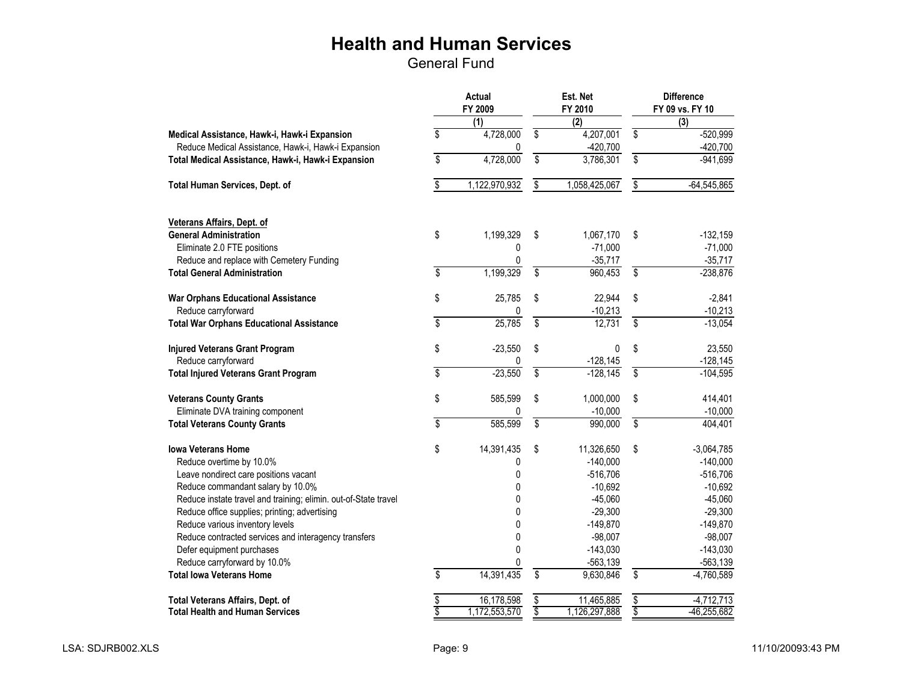# Health and Human Services

General Fund

| | Actual FY 2009 (1) | Est. Net FY 2010 (2) | Difference FY 09 vs. FY 10 (3) |
|---|---|---|---|
| **Medical Assistance, Hawk-i, Hawk-i Expansion** | $ 4,728,000 | $ 4,207,001 | $ -520,999 |
| Reduce Medical Assistance, Hawk-i, Hawk-i Expansion | 0 | -420,700 | -420,700 |
| **Total Medical Assistance, Hawk-i, Hawk-i Expansion** | $ 4,728,000 | $ 3,786,301 | $ -941,699 |
| | | | |
| **Total Human Services, Dept. of** | $ 1,122,970,932 | $ 1,058,425,067 | $ -64,545,865 |
| | | | |
| **Veterans Affairs, Dept. of** | | | |
| **General Administration** | $ 1,199,329 | $ 1,067,170 | $ -132,159 |
| Eliminate 2.0 FTE positions | 0 | -71,000 | -71,000 |
| Reduce and replace with Cemetery Funding | 0 | -35,717 | -35,717 |
| **Total General Administration** | $ 1,199,329 | $ 960,453 | $ -238,876 |
| | | | |
| **War Orphans Educational Assistance** | $ 25,785 | $ 22,944 | $ -2,841 |
| Reduce carryforward | 0 | -10,213 | -10,213 |
| **Total War Orphans Educational Assistance** | $ 25,785 | $ 12,731 | $ -13,054 |
| | | | |
| **Injured Veterans Grant Program** | $ -23,550 | $ 0 | $ 23,550 |
| Reduce carryforward | 0 | -128,145 | -128,145 |
| **Total Injured Veterans Grant Program** | $ -23,550 | $ -128,145 | $ -104,595 |
| | | | |
| **Veterans County Grants** | $ 585,599 | $ 1,000,000 | $ 414,401 |
| Eliminate DVA training component | 0 | -10,000 | -10,000 |
| **Total Veterans County Grants** | $ 585,599 | $ 990,000 | $ 404,401 |
| | | | |
| **Iowa Veterans Home** | $ 14,391,435 | $ 11,326,650 | $ -3,064,785 |
| Reduce overtime by 10.0% | 0 | -140,000 | -140,000 |
| Leave nondirect care positions vacant | 0 | -516,706 | -516,706 |
| Reduce commandant salary by 10.0% | 0 | -10,692 | -10,692 |
| Reduce instate travel and training; elimin. out-of-State travel | 0 | -45,060 | -45,060 |
| Reduce office supplies; printing; advertising | 0 | -29,300 | -29,300 |
| Reduce various inventory levels | 0 | -149,870 | -149,870 |
| Reduce contracted services and interagency transfers | 0 | -98,007 | -98,007 |
| Defer equipment purchases | 0 | -143,030 | -143,030 |
| Reduce carryforward by 10.0% | 0 | -563,139 | -563,139 |
| **Total Iowa Veterans Home** | $ 14,391,435 | $ 9,630,846 | $ -4,760,589 |
| | | | |
| **Total Veterans Affairs, Dept. of** | $ 16,178,598 | $ 11,465,885 | $ -4,712,713 |
| **Total Health and Human Services** | $ 1,172,553,570 | $ 1,126,297,888 | $ -46,255,682 |

LSA: SDJRB002.XLS 11/10/20093:43 PM